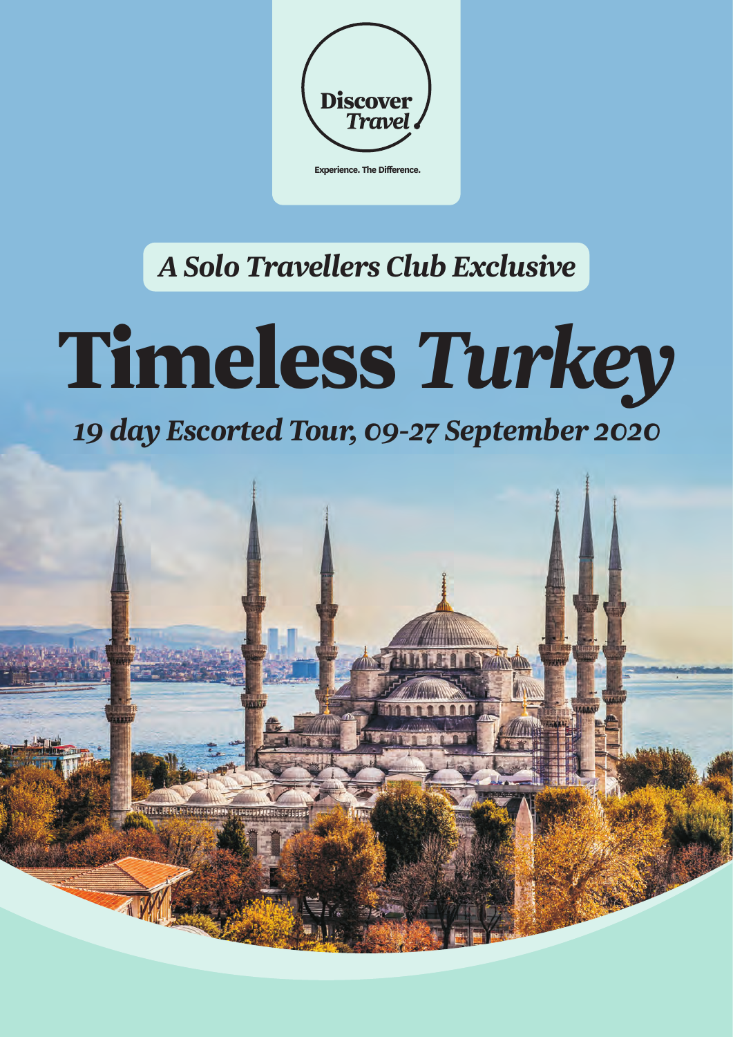**Discover Travel**

Experience. The Difference.

*A Solo Travellers Club Exclusive*

# Timeless *Turkey*

## *19 day Escorted Tour, 09-27 September 2020*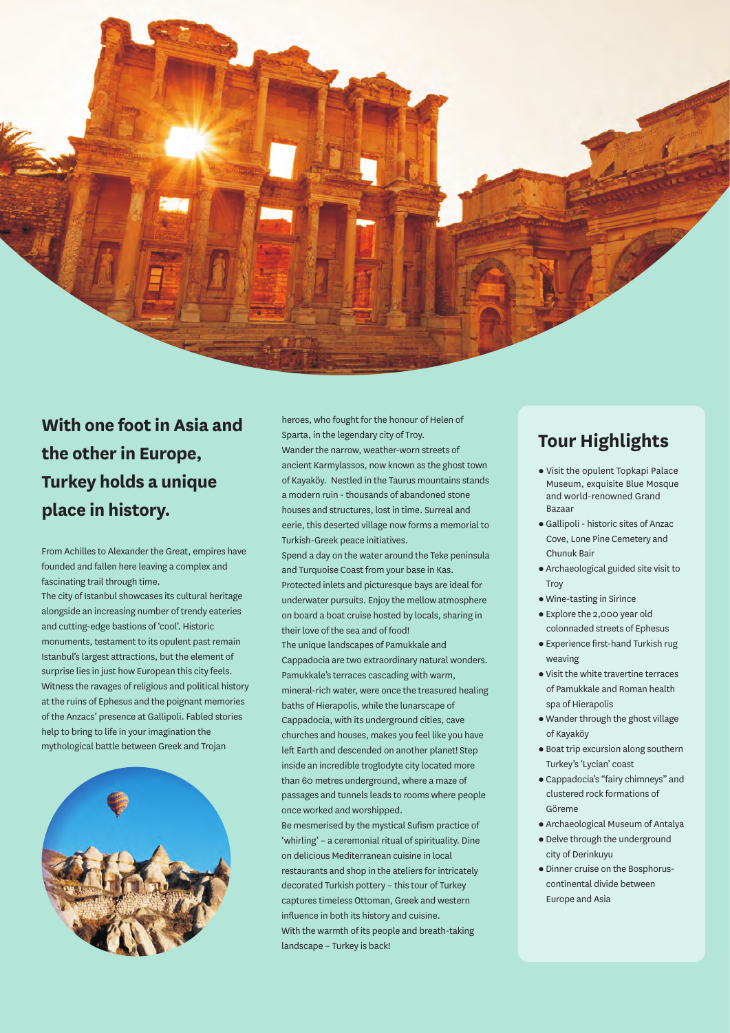## With one foot in Asia and the other in Europe, Turkey holds a unique place in history.

From Achilles to Alexander the Great, empires have founded and fallen here leaving a complex and fascinating trail through time.

The city of Istanbul showcases its cultural heritage alongside an increasing number of trendy eateries and cutting-edge bastions of 'cool'. Historic monuments, testament to its opulent past remain Istanbul's largest attractions, but the element of surprise lies in just how European this city feels.

Witness the ravages of religious and political history at the ruins of Ephesus and the poignant memories of the Anzacs' presence at Gallipoli. Fabled stories help to bring to life in your imagination the mythological battle between Greek and Trojan heroes, who fought for the honour of Helen of Sparta, in the legendary city of Troy.

Wander the narrow, weather-worn streets of ancient Karmylassos, now known as the ghost town of Kayaköy. Nestled in the Taurus mountains stands a modern ruin - thousands of abandoned stone houses and structures, lost in time. Surreal and eerie, this deserted village now forms a memorial to Turkish-Greek peace initiatives.

Spend a day on the water around the Teke peninsula and Turquoise Coast from your base in Kas. Protected inlets and picturesque bays are ideal for underwater pursuits. Enjoy the mellow atmosphere on board a boat cruise hosted by locals, sharing in their love of the sea and of food!

The unique landscapes of Pamukkale and Cappadocia are two extraordinary natural wonders. Pamukkale's terraces cascading with warm, mineral-rich water, were once the treasured healing baths of Hierapolis, while the lunarscape of Cappadocia, with its underground cities, cave churches and houses, makes you feel like you have left Earth and descended on another planet! Step inside an incredible troglodyte city located more than 60 metres underground, where a maze of passages and tunnels leads to rooms where people once worked and worshipped.

Be mesmerised by the mystical Sufism practice of 'whirling' – a ceremonial ritual of spirituality. Dine on delicious Mediterranean cuisine in local restaurants and shop in the ateliers for intricately decorated Turkish pottery – this tour of Turkey captures timeless Ottoman, Greek and western influence in both its history and cuisine.

With the warmth of its people and breath-taking landscape – Turkey is back!

## Tour Highlights

- Visit the opulent Topkapi Palace Museum, exquisite Blue Mosque and world-renowned Grand Bazaar
- Gallipoli - historic sites of Anzac Cove, Lone Pine Cemetery and Chunuk Bair
- Archaeological guided site visit to Troy
- Wine-tasting in Sirince
- Explore the 2,000 year old colonnaded streets of Ephesus
- Experience first-hand Turkish rug weaving
- Visit the white travertine terraces of Pamukkale and Roman health spa of Hierapolis
- Wander through the ghost village of Kayaköy
- Boat trip excursion along southern Turkey's 'Lycian' coast
- Cappadocia's "fairy chimneys" and clustered rock formations of Göreme
- Archaeological Museum of Antalya
- Delve through the underground city of Derinkuyu
- Dinner cruise on the Bosphorus-continental divide between Europe and Asia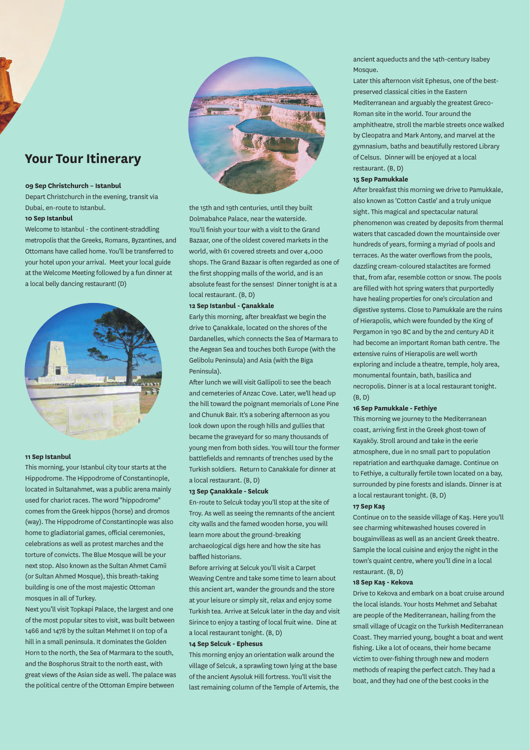## Your Tour Itinerary

**09 Sep Christchurch – Istanbul**

Depart Christchurch in the evening, transit via Dubai, en-route to Istanbul.

**10 Sep Istanbul**

Welcome to Istanbul - the continent-straddling metropolis that the Greeks, Romans, Byzantines, and Ottomans have called home. You'll be transferred to your hotel upon your arrival. Meet your local guide at the Welcome Meeting followed by a fun dinner at a local belly dancing restaurant! (D)

**11 Sep Istanbul**

This morning, your Istanbul city tour starts at the Hippodrome. The Hippodrome of Constantinople, located in Sultanahmet, was a public arena mainly used for chariot races. The word "hippodrome" comes from the Greek hippos (horse) and dromos (way). The Hippodrome of Constantinople was also home to gladiatorial games, official ceremonies, celebrations as well as protest marches and the torture of convicts. The Blue Mosque will be your next stop. Also known as the Sultan Ahmet Camii (or Sultan Ahmed Mosque), this breath-taking building is one of the most majestic Ottoman mosques in all of Turkey.

Next you'll visit Topkapi Palace, the largest and one of the most popular sites to visit, was built between 1466 and 1478 by the sultan Mehmet II on top of a hill in a small peninsula. It dominates the Golden Horn to the north, the Sea of Marmara to the south, and the Bosphorus Strait to the north east, with great views of the Asian side as well. The palace was the political centre of the Ottoman Empire between the 15th and 19th centuries, until they built Dolmabahce Palace, near the waterside.

You'll finish your tour with a visit to the Grand Bazaar, one of the oldest covered markets in the world, with 61 covered streets and over 4,000 shops. The Grand Bazaar is often regarded as one of the first shopping malls of the world, and is an absolute feast for the senses! Dinner tonight is at a local restaurant. (B, D)

**12 Sep Istanbul - Çanakkale**

Early this morning, after breakfast we begin the drive to Çanakkale, located on the shores of the Dardanelles, which connects the Sea of Marmara to the Aegean Sea and touches both Europe (with the Gelibolu Peninsula) and Asia (with the Biga Peninsula).

After lunch we will visit Gallipoli to see the beach and cemeteries of Anzac Cove. Later, we'll head up the hill toward the poignant memorials of Lone Pine and Chunuk Bair. It's a sobering afternoon as you look down upon the rough hills and gullies that became the graveyard for so many thousands of young men from both sides. You will tour the former battlefields and remnants of trenches used by the Turkish soldiers. Return to Canakkale for dinner at a local restaurant. (B, D)

**13 Sep Çanakkale - Selcuk**

En-route to Selcuk today you'll stop at the site of Troy. As well as seeing the remnants of the ancient city walls and the famed wooden horse, you will learn more about the ground-breaking archaeological digs here and how the site has baffled historians.

Before arriving at Selcuk you'll visit a Carpet Weaving Centre and take some time to learn about this ancient art, wander the grounds and the store at your leisure or simply sit, relax and enjoy some Turkish tea. Arrive at Selcuk later in the day and visit Sirince to enjoy a tasting of local fruit wine. Dine at a local restaurant tonight. (B, D)

**14 Sep Selcuk - Ephesus**

This morning enjoy an orientation walk around the village of Selcuk, a sprawling town lying at the base of the ancient Aysoluk Hill fortress. You'll visit the last remaining column of the Temple of Artemis, the ancient aqueducts and the 14th-century Isabey Mosque.

Later this afternoon visit Ephesus, one of the best-preserved classical cities in the Eastern Mediterranean and arguably the greatest Greco-Roman site in the world. Tour around the amphitheatre, stroll the marble streets once walked by Cleopatra and Mark Antony, and marvel at the gymnasium, baths and beautifully restored Library of Celsus. Dinner will be enjoyed at a local restaurant. (B, D)

**15 Sep Pamukkale**

After breakfast this morning we drive to Pamukkale, also known as 'Cotton Castle' and a truly unique sight. This magical and spectacular natural phenomenon was created by deposits from thermal waters that cascaded down the mountainside over hundreds of years, forming a myriad of pools and terraces. As the water overflows from the pools, dazzling cream-coloured stalactites are formed that, from afar, resemble cotton or snow. The pools are filled with hot spring waters that purportedly have healing properties for one's circulation and digestive systems. Close to Pamukkale are the ruins of Hierapolis, which were founded by the King of Pergamon in 190 BC and by the 2nd century AD it had become an important Roman bath centre. The extensive ruins of Hierapolis are well worth exploring and include a theatre, temple, holy area, monumental fountain, bath, basilica and necropolis. Dinner is at a local restaurant tonight. (B, D)

**16 Sep Pamukkale - Fethiye**

This morning we journey to the Mediterranean coast, arriving first in the Greek ghost-town of Kayaköy. Stroll around and take in the eerie atmosphere, due in no small part to population repatriation and earthquake damage. Continue on to Fethiye, a culturally fertile town located on a bay, surrounded by pine forests and islands. Dinner is at a local restaurant tonight. (B, D)

**17 Sep Kaş**

Continue on to the seaside village of Kaş. Here you'll see charming whitewashed houses covered in bougainvilleas as well as an ancient Greek theatre. Sample the local cuisine and enjoy the night in the town's quaint centre, where you'll dine in a local restaurant. (B, D)

**18 Sep Kaş - Kekova**

Drive to Kekova and embark on a boat cruise around the local islands. Your hosts Mehmet and Sebahat are people of the Mediterranean, hailing from the small village of Ucagiz on the Turkish Mediterranean Coast. They married young, bought a boat and went fishing. Like a lot of oceans, their home became victim to over-fishing through new and modern methods of reaping the perfect catch. They had a boat, and they had one of the best cooks in the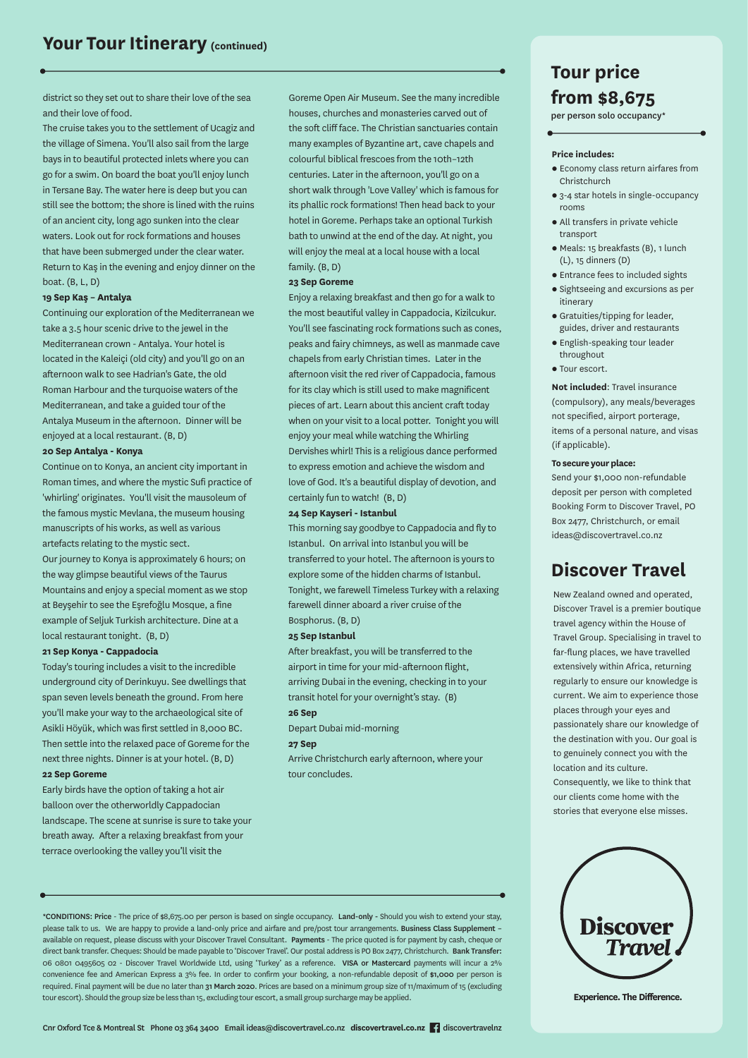## Your Tour Itinerary (continued)

district so they set out to share their love of the sea and their love of food.

The cruise takes you to the settlement of Ucagiz and the village of Simena. You'll also sail from the large bays in to beautiful protected inlets where you can go for a swim. On board the boat you'll enjoy lunch in Tersane Bay. The water here is deep but you can still see the bottom; the shore is lined with the ruins of an ancient city, long ago sunken into the clear waters. Look out for rock formations and houses that have been submerged under the clear water. Return to Kaş in the evening and enjoy dinner on the boat. (B, L, D)

**19 Sep Kaş – Antalya**

Continuing our exploration of the Mediterranean we take a 3.5 hour scenic drive to the jewel in the Mediterranean crown - Antalya. Your hotel is located in the Kaleiçi (old city) and you'll go on an afternoon walk to see Hadrian's Gate, the old Roman Harbour and the turquoise waters of the Mediterranean, and take a guided tour of the Antalya Museum in the afternoon. Dinner will be enjoyed at a local restaurant. (B, D)

**20 Sep Antalya - Konya**

Continue on to Konya, an ancient city important in Roman times, and where the mystic Sufi practice of 'whirling' originates. You'll visit the mausoleum of the famous mystic Mevlana, the museum housing manuscripts of his works, as well as various artefacts relating to the mystic sect.

Our journey to Konya is approximately 6 hours; on the way glimpse beautiful views of the Taurus Mountains and enjoy a special moment as we stop at Beyşehir to see the Eşrefoğlu Mosque, a fine example of Seljuk Turkish architecture. Dine at a local restaurant tonight. (B, D)

**21 Sep Konya - Cappadocia**

Today's touring includes a visit to the incredible underground city of Derinkuyu. See dwellings that span seven levels beneath the ground. From here you'll make your way to the archaeological site of Asikli Höyük, which was first settled in 8,000 BC. Then settle into the relaxed pace of Goreme for the next three nights. Dinner is at your hotel. (B, D)

**22 Sep Goreme**

Early birds have the option of taking a hot air balloon over the otherworldly Cappadocian landscape. The scene at sunrise is sure to take your breath away. After a relaxing breakfast from your terrace overlooking the valley you'll visit the Goreme Open Air Museum. See the many incredible houses, churches and monasteries carved out of the soft cliff face. The Christian sanctuaries contain many examples of Byzantine art, cave chapels and colourful biblical frescoes from the 10th–12th centuries. Later in the afternoon, you'll go on a short walk through 'Love Valley' which is famous for its phallic rock formations! Then head back to your hotel in Goreme. Perhaps take an optional Turkish bath to unwind at the end of the day. At night, you will enjoy the meal at a local house with a local family. (B, D)

**23 Sep Goreme**

Enjoy a relaxing breakfast and then go for a walk to the most beautiful valley in Cappadocia, Kizilcukur. You'll see fascinating rock formations such as cones, peaks and fairy chimneys, as well as manmade cave chapels from early Christian times. Later in the afternoon visit the red river of Cappadocia, famous for its clay which is still used to make magnificent pieces of art. Learn about this ancient craft today when on your visit to a local potter. Tonight you will enjoy your meal while watching the Whirling Dervishes whirl! This is a religious dance performed to express emotion and achieve the wisdom and love of God. It's a beautiful display of devotion, and certainly fun to watch! (B, D)

**24 Sep Kayseri - Istanbul**

This morning say goodbye to Cappadocia and fly to Istanbul. On arrival into Istanbul you will be transferred to your hotel. The afternoon is yours to explore some of the hidden charms of Istanbul. Tonight, we farewell Timeless Turkey with a relaxing farewell dinner aboard a river cruise of the Bosphorus. (B, D)

**25 Sep Istanbul**

After breakfast, you will be transferred to the airport in time for your mid-afternoon flight, arriving Dubai in the evening, checking in to your transit hotel for your overnight's stay. (B)

**26 Sep**

Depart Dubai mid-morning

**27 Sep**

Arrive Christchurch early afternoon, where your tour concludes.

## Tour price from $8,675

**per person solo occupancy***

**Price includes:**

- Economy class return airfares from Christchurch
- 3-4 star hotels in single-occupancy rooms
- All transfers in private vehicle transport
- Meals: 15 breakfasts (B), 1 lunch (L), 15 dinners (D)
- Entrance fees to included sights
- Sightseeing and excursions as per itinerary
- Gratuities/tipping for leader, guides, driver and restaurants
- English-speaking tour leader throughout
- Tour escort.

**Not included**: Travel insurance (compulsory), any meals/beverages not specified, airport porterage, items of a personal nature, and visas (if applicable).

**To secure your place:**

Send your $1,000 non-refundable deposit per person with completed Booking Form to Discover Travel, PO Box 2477, Christchurch, or email ideas@discovertravel.co.nz

## Discover Travel

New Zealand owned and operated, Discover Travel is a premier boutique travel agency within the House of Travel Group. Specialising in travel to far-flung places, we have travelled extensively within Africa, returning regularly to ensure our knowledge is current. We aim to experience those places through your eyes and passionately share our knowledge of the destination with you. Our goal is to genuinely connect you with the location and its culture. Consequently, we like to think that our clients come home with the stories that everyone else misses.

Discover Travel

Experience. The Difference.

***CONDITIONS: Price** - The price of $8,675.00 per person is based on single occupancy. **Land-only** - Should you wish to extend your stay, please talk to us. We are happy to provide a land-only price and airfare and pre/post tour arrangements. **Business Class Supplement** – available on request, please discuss with your Discover Travel Consultant. **Payments** - The price quoted is for payment by cash, cheque or direct bank transfer. Cheques: Should be made payable to 'Discover Travel'. Our postal address is PO Box 2477, Christchurch. **Bank Transfer:** 06 0801 0495605 02 - Discover Travel Worldwide Ltd, using 'Turkey' as a reference. **VISA or Mastercard** payments will incur a 2% convenience fee and American Express a 3% fee. In order to confirm your booking, a non-refundable deposit of **$1,000** per person is required. Final payment will be due no later than **31 March 2020**. Prices are based on a minimum group size of 11/maximum of 15 (excluding tour escort). Should the group size be less than 15, excluding tour escort, a small group surcharge may be applied.

Cnr Oxford Tce & Montreal St Phone 03 364 3400 Email ideas@discovertravel.co.nz **discovertravel.co.nz** discovertravelnz